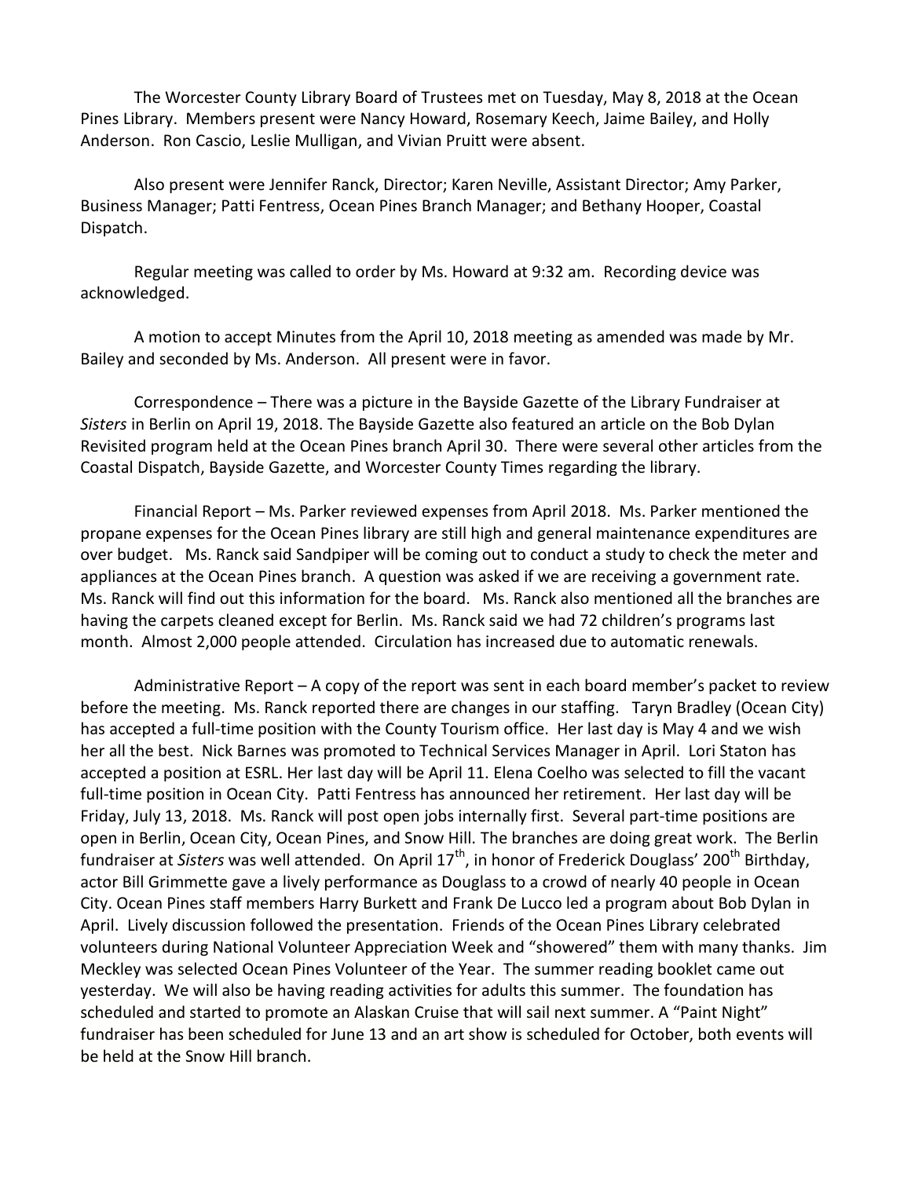The Worcester County Library Board of Trustees met on Tuesday, May 8, 2018 at the Ocean Pines Library. Members present were Nancy Howard, Rosemary Keech, Jaime Bailey, and Holly Anderson. Ron Cascio, Leslie Mulligan, and Vivian Pruitt were absent.

Also present were Jennifer Ranck, Director; Karen Neville, Assistant Director; Amy Parker, Business Manager; Patti Fentress, Ocean Pines Branch Manager; and Bethany Hooper, Coastal Dispatch.

Regular meeting was called to order by Ms. Howard at 9:32 am. Recording device was acknowledged.

A motion to accept Minutes from the April 10, 2018 meeting as amended was made by Mr. Bailey and seconded by Ms. Anderson. All present were in favor.

Correspondence – There was a picture in the Bayside Gazette of the Library Fundraiser at *Sisters* in Berlin on April 19, 2018. The Bayside Gazette also featured an article on the Bob Dylan Revisited program held at the Ocean Pines branch April 30. There were several other articles from the Coastal Dispatch, Bayside Gazette, and Worcester County Times regarding the library.

Financial Report – Ms. Parker reviewed expenses from April 2018. Ms. Parker mentioned the propane expenses for the Ocean Pines library are still high and general maintenance expenditures are over budget. Ms. Ranck said Sandpiper will be coming out to conduct a study to check the meter and appliances at the Ocean Pines branch. A question was asked if we are receiving a government rate. Ms. Ranck will find out this information for the board. Ms. Ranck also mentioned all the branches are having the carpets cleaned except for Berlin. Ms. Ranck said we had 72 children's programs last month. Almost 2,000 people attended. Circulation has increased due to automatic renewals.

Administrative Report – A copy of the report was sent in each board member's packet to review before the meeting. Ms. Ranck reported there are changes in our staffing. Taryn Bradley (Ocean City) has accepted a full-time position with the County Tourism office. Her last day is May 4 and we wish her all the best. Nick Barnes was promoted to Technical Services Manager in April. Lori Staton has accepted a position at ESRL. Her last day will be April 11. Elena Coelho was selected to fill the vacant full-time position in Ocean City. Patti Fentress has announced her retirement. Her last day will be Friday, July 13, 2018. Ms. Ranck will post open jobs internally first. Several part-time positions are open in Berlin, Ocean City, Ocean Pines, and Snow Hill. The branches are doing great work. The Berlin fundraiser at *Sisters* was well attended. On April 17th, in honor of Frederick Douglass' 200th Birthday, actor Bill Grimmette gave a lively performance as Douglass to a crowd of nearly 40 people in Ocean City. Ocean Pines staff members Harry Burkett and Frank De Lucco led a program about Bob Dylan in April. Lively discussion followed the presentation. Friends of the Ocean Pines Library celebrated volunteers during National Volunteer Appreciation Week and "showered" them with many thanks. Jim Meckley was selected Ocean Pines Volunteer of the Year. The summer reading booklet came out yesterday. We will also be having reading activities for adults this summer. The foundation has scheduled and started to promote an Alaskan Cruise that will sail next summer. A "Paint Night" fundraiser has been scheduled for June 13 and an art show is scheduled for October, both events will be held at the Snow Hill branch.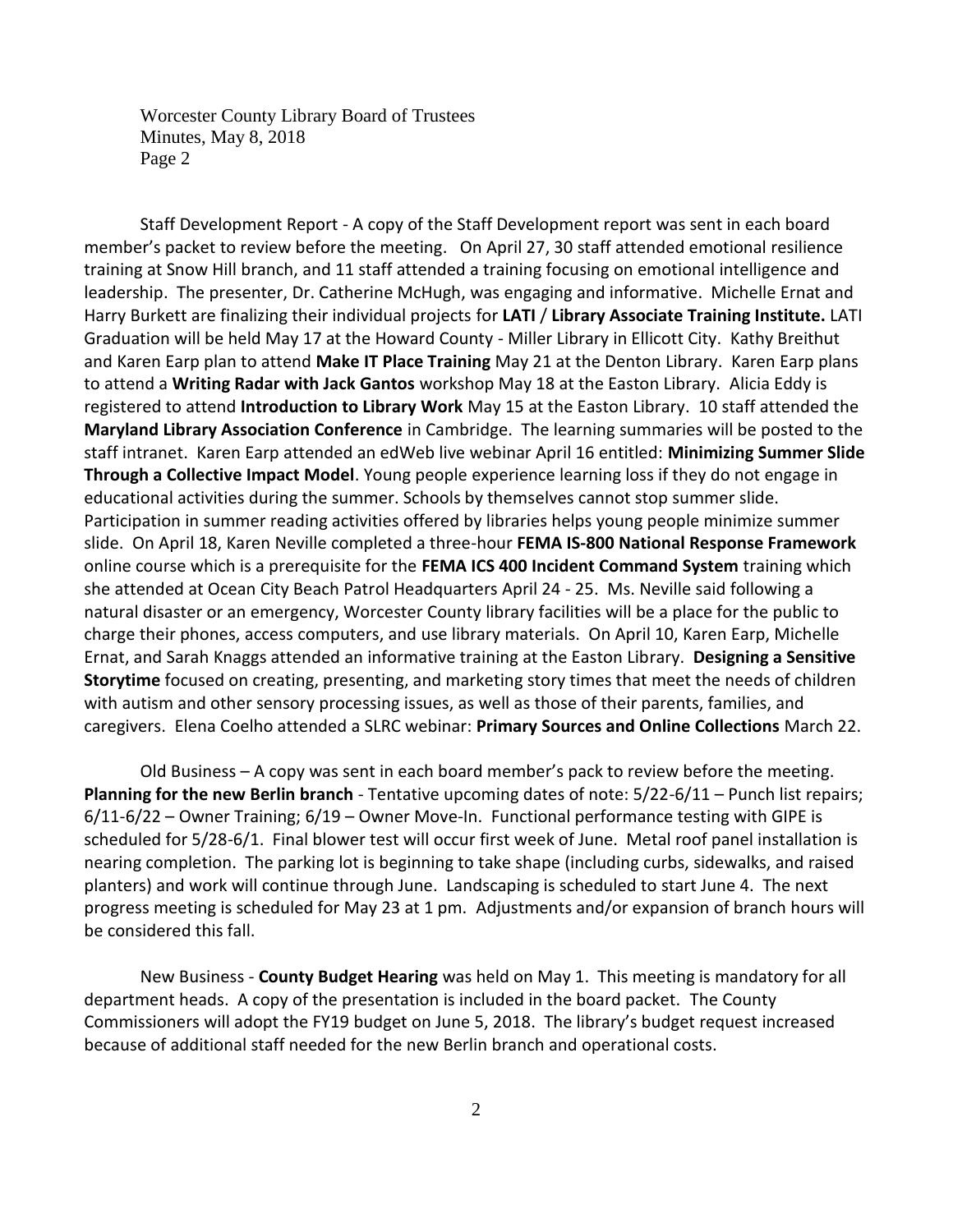Staff Development Report - A copy of the Staff Development report was sent in each board member's packet to review before the meeting. On April 27, 30 staff attended emotional resilience training at Snow Hill branch, and 11 staff attended a training focusing on emotional intelligence and leadership. The presenter, Dr. Catherine McHugh, was engaging and informative. Michelle Ernat and Harry Burkett are finalizing their individual projects for **LATI** / **Library Associate Training Institute.** LATI Graduation will be held May 17 at the Howard County - Miller Library in Ellicott City. Kathy Breithut and Karen Earp plan to attend **Make IT Place Training** May 21 at the Denton Library. Karen Earp plans to attend a **Writing Radar with Jack Gantos** workshop May 18 at the Easton Library. Alicia Eddy is registered to attend **Introduction to Library Work** May 15 at the Easton Library. 10 staff attended the **Maryland Library Association Conference** in Cambridge. The learning summaries will be posted to the staff intranet. Karen Earp attended an edWeb live webinar April 16 entitled: **Minimizing Summer Slide Through a Collective Impact Model**. Young people experience learning loss if they do not engage in educational activities during the summer. Schools by themselves cannot stop summer slide. Participation in summer reading activities offered by libraries helps young people minimize summer slide. On April 18, Karen Neville completed a three-hour **FEMA IS-800 National Response Framework** online course which is a prerequisite for the **FEMA ICS 400 Incident Command System** training which she attended at Ocean City Beach Patrol Headquarters April 24 - 25. Ms. Neville said following a natural disaster or an emergency, Worcester County library facilities will be a place for the public to charge their phones, access computers, and use library materials. On April 10, Karen Earp, Michelle Ernat, and Sarah Knaggs attended an informative training at the Easton Library. **Designing a Sensitive Storytime** focused on creating, presenting, and marketing story times that meet the needs of children with autism and other sensory processing issues, as well as those of their parents, families, and caregivers. Elena Coelho attended a SLRC webinar: **Primary Sources and Online Collections** March 22.

Old Business – A copy was sent in each board member's pack to review before the meeting. **Planning for the new Berlin branch** - Tentative upcoming dates of note: 5/22-6/11 – Punch list repairs; 6/11-6/22 – Owner Training; 6/19 – Owner Move-In. Functional performance testing with GIPE is scheduled for 5/28-6/1. Final blower test will occur first week of June. Metal roof panel installation is nearing completion. The parking lot is beginning to take shape (including curbs, sidewalks, and raised planters) and work will continue through June. Landscaping is scheduled to start June 4. The next progress meeting is scheduled for May 23 at 1 pm. Adjustments and/or expansion of branch hours will be considered this fall.

New Business - **County Budget Hearing** was held on May 1. This meeting is mandatory for all department heads. A copy of the presentation is included in the board packet. The County Commissioners will adopt the FY19 budget on June 5, 2018. The library's budget request increased because of additional staff needed for the new Berlin branch and operational costs.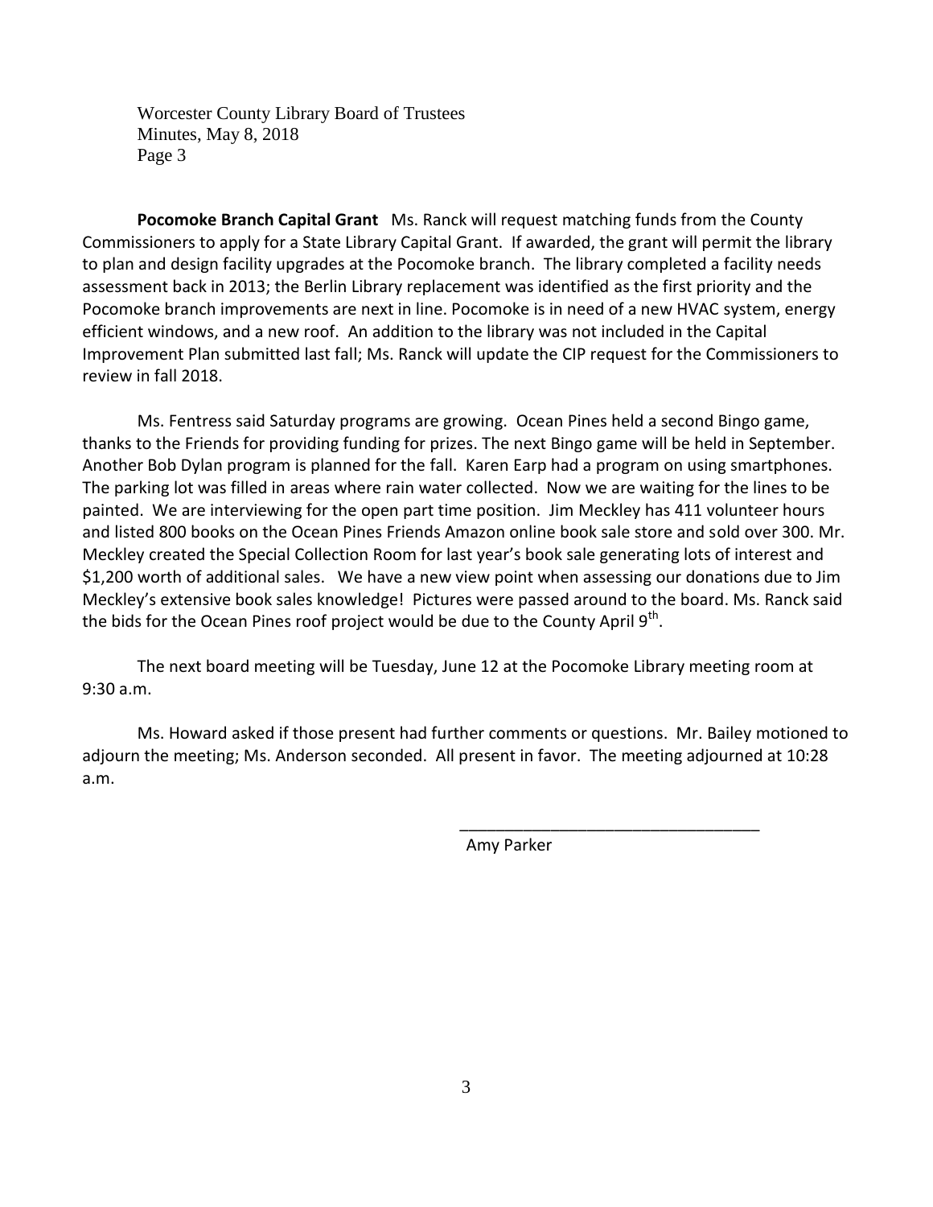**Pocomoke Branch Capital Grant** Ms. Ranck will request matching funds from the County Commissioners to apply for a State Library Capital Grant. If awarded, the grant will permit the library to plan and design facility upgrades at the Pocomoke branch. The library completed a facility needs assessment back in 2013; the Berlin Library replacement was identified as the first priority and the Pocomoke branch improvements are next in line. Pocomoke is in need of a new HVAC system, energy efficient windows, and a new roof. An addition to the library was not included in the Capital Improvement Plan submitted last fall; Ms. Ranck will update the CIP request for the Commissioners to review in fall 2018.

Ms. Fentress said Saturday programs are growing. Ocean Pines held a second Bingo game, thanks to the Friends for providing funding for prizes. The next Bingo game will be held in September. Another Bob Dylan program is planned for the fall. Karen Earp had a program on using smartphones. The parking lot was filled in areas where rain water collected. Now we are waiting for the lines to be painted. We are interviewing for the open part time position. Jim Meckley has 411 volunteer hours and listed 800 books on the Ocean Pines Friends Amazon online book sale store and sold over 300. Mr. Meckley created the Special Collection Room for last year's book sale generating lots of interest and $1,200 worth of additional sales. We have a new view point when assessing our donations due to Jim Meckley's extensive book sales knowledge! Pictures were passed around to the board. Ms. Ranck said the bids for the Ocean Pines roof project would be due to the County April 9th.

The next board meeting will be Tuesday, June 12 at the Pocomoke Library meeting room at 9:30 a.m.

Ms. Howard asked if those present had further comments or questions. Mr. Bailey motioned to adjourn the meeting; Ms. Anderson seconded. All present in favor. The meeting adjourned at 10:28 a.m.

\_\_\_\_\_\_\_\_\_\_\_\_\_\_\_\_\_\_\_\_\_\_\_\_\_\_\_\_\_\_\_\_\_\_

Amy Parker